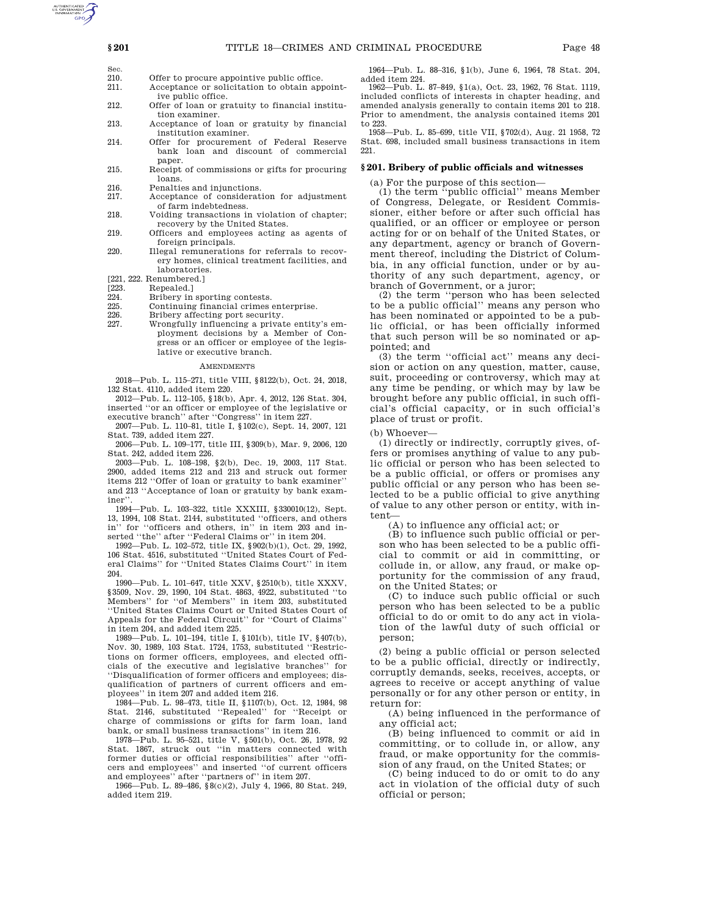| Sec. | |
|---|---|
| 210. | Offer to procure appointive public office. |
| 211. | Acceptance or solicitation to obtain appointive public office. |
| 212. | Offer of loan or gratuity to financial institution examiner. |
| 213. | Acceptance of loan or gratuity by financial institution examiner. |
| 214. | Offer for procurement of Federal Reserve bank loan and discount of commercial paper. |
| 215. | Receipt of commissions or gifts for procuring loans. |
| 216. | Penalties and injunctions. |
| 217. | Acceptance of consideration for adjustment of farm indebtedness. |
| 218. | Voiding transactions in violation of chapter; recovery by the United States. |
| 219. | Officers and employees acting as agents of foreign principals. |
| 220. | Illegal remunerations for referrals to recovery homes, clinical treatment facilities, and laboratories. |
| [221, 222. | Renumbered.] |
| [223. | Repealed.] |
| 224. | Bribery in sporting contests. |
| 225. | Continuing financial crimes enterprise. |
| 226. | Bribery affecting port security. |
| 227. | Wrongfully influencing a private entity's employment decisions by a Member of Congress or an officer or employee of the legislative or executive branch. |

AMENDMENTS

2018—Pub. L. 115–271, title VIII, §8122(b), Oct. 24, 2018, 132 Stat. 4110, added item 220.

2012—Pub. L. 112–105, §18(b), Apr. 4, 2012, 126 Stat. 304, inserted "or an officer or employee of the legislative or executive branch" after "Congress" in item 227.

2007—Pub. L. 110–81, title I, §102(c), Sept. 14, 2007, 121 Stat. 739, added item 227.

2006—Pub. L. 109–177, title III, §309(b), Mar. 9, 2006, 120 Stat. 242, added item 226.

2003—Pub. L. 108–198, §2(b), Dec. 19, 2003, 117 Stat. 2900, added items 212 and 213 and struck out former items 212 "Offer of loan or gratuity to bank examiner" and 213 "Acceptance of loan or gratuity by bank examiner".

1994—Pub. L. 103–322, title XXXIII, §330010(12), Sept. 13, 1994, 108 Stat. 2144, substituted "officers, and others in" for "officers and others, in" in item 203 and inserted "the" after "Federal Claims or" in item 204.

1992—Pub. L. 102–572, title IX, §902(b)(1), Oct. 29, 1992, 106 Stat. 4516, substituted "United States Court of Federal Claims" for "United States Claims Court" in item 204.

1990—Pub. L. 101–647, title XXV, §2510(b), title XXXV, §3509, Nov. 29, 1990, 104 Stat. 4863, 4922, substituted "to Members" for "of Members" in item 203, substituted "United States Claims Court or United States Court of Appeals for the Federal Circuit" for "Court of Claims" in item 204, and added item 225.

1989—Pub. L. 101–194, title I, §101(b), title IV, §407(b), Nov. 30, 1989, 103 Stat. 1724, 1753, substituted "Restrictions on former officers, employees, and elected officials of the executive and legislative branches" for "Disqualification of former officers and employees; disqualification of partners of current officers and employees" in item 207 and added item 216.

1984—Pub. L. 98–473, title II, §1107(b), Oct. 12, 1984, 98 Stat. 2146, substituted "Repealed" for "Receipt or charge of commissions or gifts for farm loan, land bank, or small business transactions" in item 216.

1978—Pub. L. 95–521, title V, §501(b), Oct. 26, 1978, 92 Stat. 1867, struck out "in matters connected with former duties or official responsibilities" after "officers and employees" and inserted "of current officers and employees" after "partners of" in item 207.

1966—Pub. L. 89–486, §8(c)(2), July 4, 1966, 80 Stat. 249, added item 219.

1964—Pub. L. 88–316, §1(b), June 6, 1964, 78 Stat. 204, added item 224.

1962—Pub. L. 87–849, §1(a), Oct. 23, 1962, 76 Stat. 1119, included conflicts of interests in chapter heading, and amended analysis generally to contain items 201 to 218. Prior to amendment, the analysis contained items 201 to 223.

1958—Pub. L. 85–699, title VII, §702(d), Aug. 21 1958, 72 Stat. 698, included small business transactions in item 221.

## § 201. Bribery of public officials and witnesses

(a) For the purpose of this section—

(1) the term "public official" means Member of Congress, Delegate, or Resident Commissioner, either before or after such official has qualified, or an officer or employee or person acting for or on behalf of the United States, or any department, agency or branch of Government thereof, including the District of Columbia, in any official function, under or by authority of any such department, agency, or branch of Government, or a juror;

(2) the term "person who has been selected to be a public official" means any person who has been nominated or appointed to be a public official, or has been officially informed that such person will be so nominated or appointed; and

(3) the term "official act" means any decision or action on any question, matter, cause, suit, proceeding or controversy, which may at any time be pending, or which may by law be brought before any public official, in such official's official capacity, or in such official's place of trust or profit.

(b) Whoever—

(1) directly or indirectly, corruptly gives, offers or promises anything of value to any public official or person who has been selected to be a public official, or offers or promises any public official or any person who has been selected to be a public official to give anything of value to any other person or entity, with intent—

(A) to influence any official act; or

(B) to influence such public official or person who has been selected to be a public official to commit or aid in committing, or collude in, or allow, any fraud, or make opportunity for the commission of any fraud, on the United States; or

(C) to induce such public official or such person who has been selected to be a public official to do or omit to do any act in violation of the lawful duty of such official or person;

(2) being a public official or person selected to be a public official, directly or indirectly, corruptly demands, seeks, receives, accepts, or agrees to receive or accept anything of value personally or for any other person or entity, in return for:

(A) being influenced in the performance of any official act;

(B) being influenced to commit or aid in committing, or to collude in, or allow, any fraud, or make opportunity for the commission of any fraud, on the United States; or

(C) being induced to do or omit to do any act in violation of the official duty of such official or person;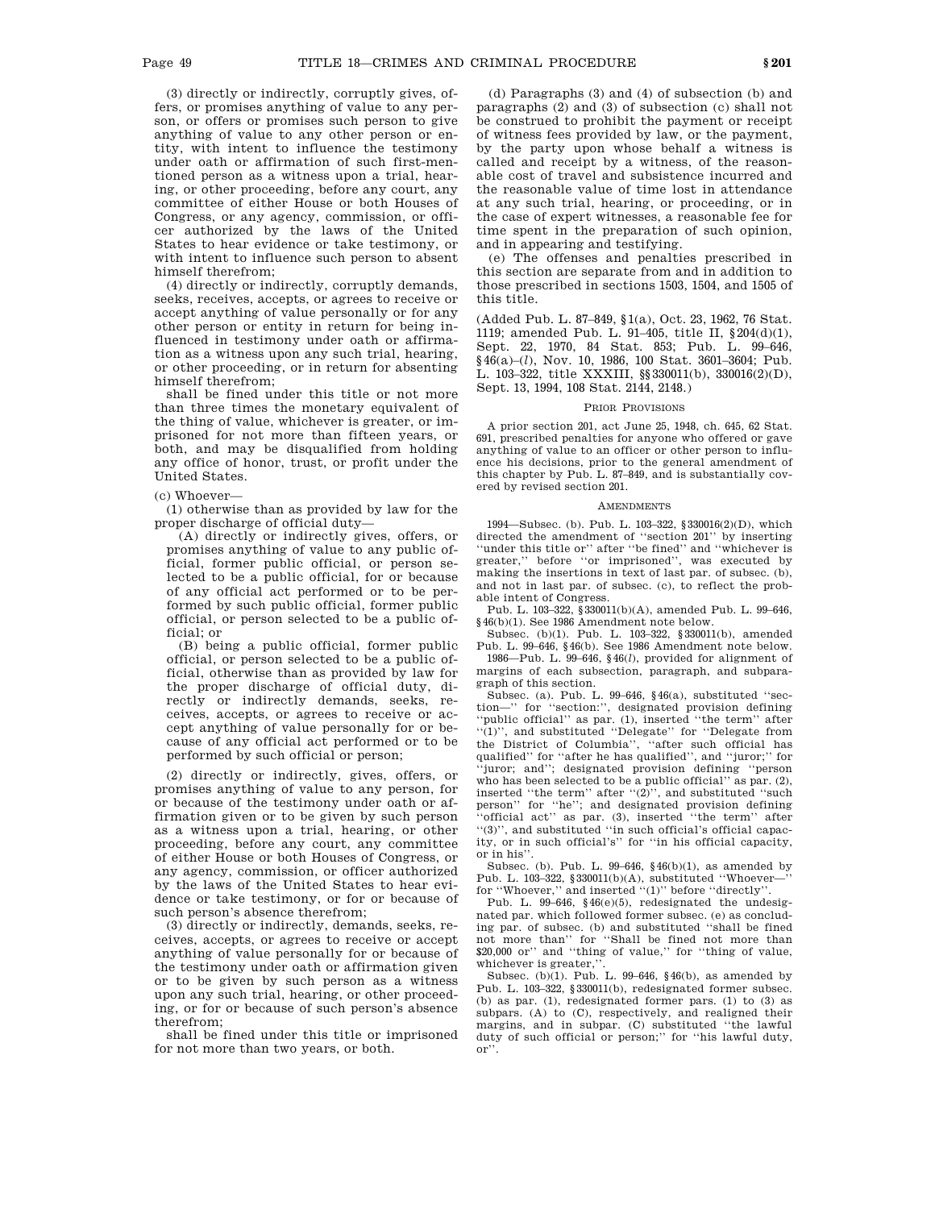(3) directly or indirectly, corruptly gives, offers, or promises anything of value to any person, or offers or promises such person to give anything of value to any other person or entity, with intent to influence the testimony under oath or affirmation of such first-mentioned person as a witness upon a trial, hearing, or other proceeding, before any court, any committee of either House or both Houses of Congress, or any agency, commission, or officer authorized by the laws of the United States to hear evidence or take testimony, or with intent to influence such person to absent himself therefrom;

(4) directly or indirectly, corruptly demands, seeks, receives, accepts, or agrees to receive or accept anything of value personally or for any other person or entity in return for being influenced in testimony under oath or affirmation as a witness upon any such trial, hearing, or other proceeding, or in return for absenting himself therefrom;

shall be fined under this title or not more than three times the monetary equivalent of the thing of value, whichever is greater, or imprisoned for not more than fifteen years, or both, and may be disqualified from holding any office of honor, trust, or profit under the United States.

(c) Whoever—

(1) otherwise than as provided by law for the proper discharge of official duty—

(A) directly or indirectly gives, offers, or promises anything of value to any public official, former public official, or person selected to be a public official, for or because of any official act performed or to be performed by such public official, former public official, or person selected to be a public official; or

(B) being a public official, former public official, or person selected to be a public official, otherwise than as provided by law for the proper discharge of official duty, directly or indirectly demands, seeks, receives, accepts, or agrees to receive or accept anything of value personally for or because of any official act performed or to be performed by such official or person;

(2) directly or indirectly, gives, offers, or promises anything of value to any person, for or because of the testimony under oath or affirmation given or to be given by such person as a witness upon a trial, hearing, or other proceeding, before any court, any committee of either House or both Houses of Congress, or any agency, commission, or officer authorized by the laws of the United States to hear evidence or take testimony, or for or because of such person's absence therefrom;

(3) directly or indirectly, demands, seeks, receives, accepts, or agrees to receive or accept anything of value personally for or because of the testimony under oath or affirmation given or to be given by such person as a witness upon any such trial, hearing, or other proceeding, or for or because of such person's absence therefrom;

shall be fined under this title or imprisoned for not more than two years, or both.

(d) Paragraphs (3) and (4) of subsection (b) and paragraphs (2) and (3) of subsection (c) shall not be construed to prohibit the payment or receipt of witness fees provided by law, or the payment, by the party upon whose behalf a witness is called and receipt by a witness, of the reasonable cost of travel and subsistence incurred and the reasonable value of time lost in attendance at any such trial, hearing, or proceeding, or in the case of expert witnesses, a reasonable fee for time spent in the preparation of such opinion, and in appearing and testifying.

(e) The offenses and penalties prescribed in this section are separate from and in addition to those prescribed in sections 1503, 1504, and 1505 of this title.

(Added Pub. L. 87–849, §1(a), Oct. 23, 1962, 76 Stat. 1119; amended Pub. L. 91–405, title II, §204(d)(1), Sept. 22, 1970, 84 Stat. 853; Pub. L. 99–646, §46(a)–(*l*), Nov. 10, 1986, 100 Stat. 3601–3604; Pub. L. 103–322, title XXXIII, §§330011(b), 330016(2)(D), Sept. 13, 1994, 108 Stat. 2144, 2148.)

## Prior Provisions

A prior section 201, act June 25, 1948, ch. 645, 62 Stat. 691, prescribed penalties for anyone who offered or gave anything of value to an officer or other person to influence his decisions, prior to the general amendment of this chapter by Pub. L. 87–849, and is substantially covered by revised section 201.

## Amendments

1994—Subsec. (b). Pub. L. 103–322, §330016(2)(D), which directed the amendment of "section 201" by inserting "under this title or" after "be fined" and "whichever is greater," before "or imprisoned", was executed by making the insertions in text of last par. of subsec. (b), and not in last par. of subsec. (c), to reflect the probable intent of Congress.

Pub. L. 103–322, §330011(b)(A), amended Pub. L. 99–646, §46(b)(1). See 1986 Amendment note below.

Subsec. (b)(1). Pub. L. 103–322, §330011(b), amended Pub. L. 99–646, §46(b). See 1986 Amendment note below.

1986—Pub. L. 99–646, §46(*l*), provided for alignment of margins of each subsection, paragraph, and subparagraph of this section.

Subsec. (a). Pub. L. 99–646, §46(a), substituted "section—" for "section:", designated provision defining "public official" as par. (1), inserted "the term" after "(1)", and substituted "Delegate" for "Delegate from the District of Columbia", "after such official has qualified" for "after he has qualified", and "juror;" for "juror; and"; designated provision defining "person who has been selected to be a public official" as par. (2), inserted "the term" after "(2)", and substituted "such person" for "he"; and designated provision defining "official act" as par. (3), inserted "the term" after "(3)", and substituted "in such official's official capacity, or in such official's" for "in his official capacity, or in his".

Subsec. (b). Pub. L. 99–646, §46(b)(1), as amended by Pub. L. 103–322, §330011(b)(A), substituted "Whoever—" for "Whoever," and inserted "(1)" before "directly".

Pub. L. 99–646, §46(e)(5), redesignated the undesignated par. which followed former subsec. (e) as concluding par. of subsec. (b) and substituted "shall be fined not more than" for "Shall be fined not more than $20,000 or" and "thing of value," for "thing of value, whichever is greater,".

Subsec. (b)(1). Pub. L. 99–646, §46(b), as amended by Pub. L. 103–322, §330011(b), redesignated former subsec. (b) as par. (1), redesignated former pars. (1) to (3) as subpars. (A) to (C), respectively, and realigned their margins, and in subpar. (C) substituted "the lawful duty of such official or person;" for "his lawful duty, or".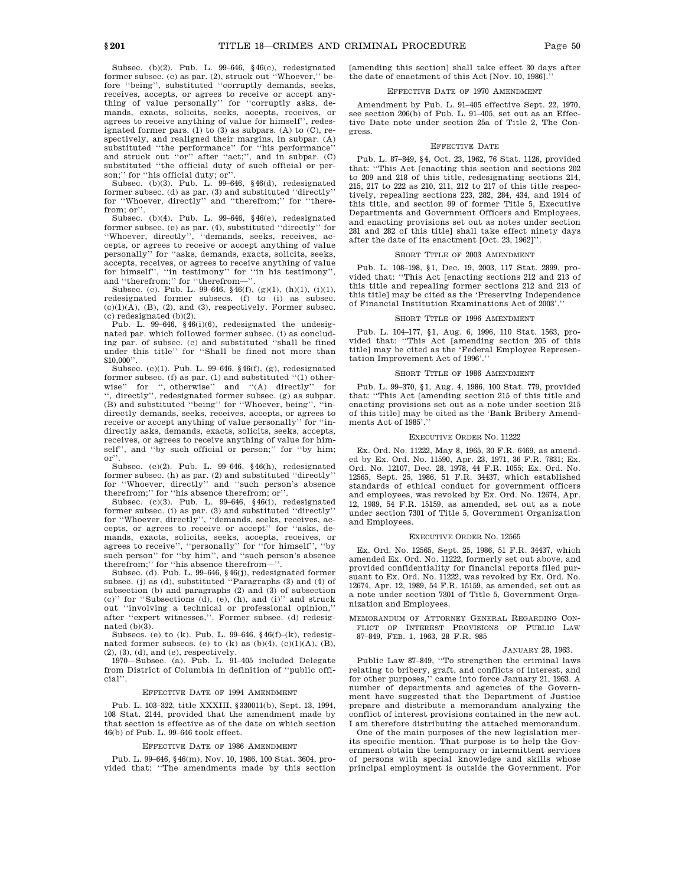Subsec. (b)(2). Pub. L. 99–646, §46(c), redesignated former subsec. (c) as par. (2), struck out "Whoever," before "being", substituted "corruptly demands, seeks, receives, accepts, or agrees to receive or accept anything of value personally" for "corruptly asks, demands, exacts, solicits, seeks, accepts, receives, or agrees to receive anything of value for himself", redesignated former pars. (1) to (3) as subpars. (A) to (C), respectively, and realigned their margins, in subpar. (A) substituted "the performance" for "his performance" and struck out "or" after "act;", and in subpar. (C) substituted "the official duty of such official or person;" for "his official duty; or".

Subsec. (b)(3). Pub. L. 99–646, §46(d), redesignated former subsec. (d) as par. (3) and substituted "directly" for "Whoever, directly" and "therefrom;" for "therefrom; or".

Subsec. (b)(4). Pub. L. 99–646, §46(e), redesignated former subsec. (e) as par. (4), substituted "directly" for "Whoever, directly", "demands, seeks, receives, accepts, or agrees to receive or accept anything of value personally" for "asks, demands, exacts, solicits, seeks, accepts, receives, or agrees to receive anything of value for himself", "in testimony" for "in his testimony", and "therefrom;" for "therefrom—".

Subsec. (c). Pub. L. 99–646, §46(f), (g)(1), (h)(1), (i)(1), redesignated former subsecs. (f) to (i) as subsec. (c)(1)(A), (B), (2), and (3), respectively. Former subsec. (c) redesignated (b)(2).

Pub. L. 99–646, §46(i)(6), redesignated the undesignated par. which followed former subsec. (i) as concluding par. of subsec. (c) and substituted "shall be fined under this title" for "Shall be fined not more than $10,000".

Subsec. (c)(1). Pub. L. 99–646, §46(f), (g), redesignated former subsec. (f) as par. (1) and substituted "(1) otherwise" for ", otherwise" and "(A) directly" for ", directly", redesignated former subsec. (g) as subpar. (B) and substituted "being" for "Whoever, being", "indirectly demands, seeks, receives, accepts, or agrees to receive or accept anything of value personally" for "indirectly asks, demands, exacts, solicits, seeks, accepts, receives, or agrees to receive anything of value for himself", and "by such official or person;" for "by him; or".

Subsec. (c)(2). Pub. L. 99–646, §46(h), redesignated former subsec. (h) as par. (2) and substituted "directly" for "Whoever, directly" and "such person's absence therefrom;" for "his absence therefrom; or".

Subsec. (c)(3). Pub. L. 99–646, §46(i), redesignated former subsec. (i) as par. (3) and substituted "directly" for "Whoever, directly", "demands, seeks, receives, accepts, or agrees to receive or accept" for "asks, demands, exacts, solicits, seeks, accepts, receives, or agrees to receive", "personally" for "for himself", "by such person" for "by him", and "such person's absence therefrom;" for "his absence therefrom—".

Subsec. (d). Pub. L. 99–646, §46(j), redesignated former subsec. (j) as (d), substituted "Paragraphs (3) and (4) of subsection (b) and paragraphs (2) and (3) of subsection (c)" for "Subsections (d), (e), (h), and (i)" and struck out "involving a technical or professional opinion," after "expert witnesses,". Former subsec. (d) redesignated (b)(3).

Subsecs. (e) to (k). Pub. L. 99–646, §46(f)–(k), redesignated former subsecs. (e) to (k) as (b)(4), (c)(1)(A), (B), (2), (3), (d), and (e), respectively.

1970—Subsec. (a). Pub. L. 91–405 included Delegate from District of Columbia in definition of "public official".

EFFECTIVE DATE OF 1994 AMENDMENT

Pub. L. 103–322, title XXXIII, §330011(b), Sept. 13, 1994, 108 Stat. 2144, provided that the amendment made by that section is effective as of the date on which section 46(b) of Pub. L. 99–646 took effect.

EFFECTIVE DATE OF 1986 AMENDMENT

Pub. L. 99–646, §46(m), Nov. 10, 1986, 100 Stat. 3604, provided that: "The amendments made by this section [amending this section] shall take effect 30 days after the date of enactment of this Act [Nov. 10, 1986]."

EFFECTIVE DATE OF 1970 AMENDMENT

Amendment by Pub. L. 91–405 effective Sept. 22, 1970, see section 206(b) of Pub. L. 91–405, set out as an Effective Date note under section 25a of Title 2, The Congress.

EFFECTIVE DATE

Pub. L. 87–849, §4, Oct. 23, 1962, 76 Stat. 1126, provided that: "This Act [enacting this section and sections 202 to 209 and 218 of this title, redesignating sections 214, 215, 217 to 222 as 210, 211, 212 to 217 of this title respectively, repealing sections 223, 282, 284, 434, and 1914 of this title, and section 99 of former Title 5, Executive Departments and Government Officers and Employees, and enacting provisions set out as notes under section 281 and 282 of this title] shall take effect ninety days after the date of its enactment [Oct. 23, 1962]".

SHORT TITLE OF 2003 AMENDMENT

Pub. L. 108–198, §1, Dec. 19, 2003, 117 Stat. 2899, provided that: "This Act [enacting sections 212 and 213 of this title and repealing former sections 212 and 213 of this title] may be cited as the 'Preserving Independence of Financial Institution Examinations Act of 2003'."

SHORT TITLE OF 1996 AMENDMENT

Pub. L. 104–177, §1, Aug. 6, 1996, 110 Stat. 1563, provided that: "This Act [amending section 205 of this title] may be cited as the 'Federal Employee Representation Improvement Act of 1996'."

SHORT TITLE OF 1986 AMENDMENT

Pub. L. 99–370, §1, Aug. 4, 1986, 100 Stat. 779, provided that: "This Act [amending section 215 of this title and enacting provisions set out as a note under section 215 of this title] may be cited as the 'Bank Bribery Amendments Act of 1985'."

EXECUTIVE ORDER NO. 11222

Ex. Ord. No. 11222, May 8, 1965, 30 F.R. 6469, as amended by Ex. Ord. No. 11590, Apr. 23, 1971, 36 F.R. 7831; Ex. Ord. No. 12107, Dec. 28, 1978, 44 F.R. 1055; Ex. Ord. No. 12565, Sept. 25, 1986, 51 F.R. 34437, which established standards of ethical conduct for government officers and employees, was revoked by Ex. Ord. No. 12674, Apr. 12, 1989, 54 F.R. 15159, as amended, set out as a note under section 7301 of Title 5, Government Organization and Employees.

EXECUTIVE ORDER NO. 12565

Ex. Ord. No. 12565, Sept. 25, 1986, 51 F.R. 34437, which amended Ex. Ord. No. 11222, formerly set out above, and provided confidentiality for financial reports filed pursuant to Ex. Ord. No. 11222, was revoked by Ex. Ord. No. 12674, Apr. 12, 1989, 54 F.R. 15159, as amended, set out as a note under section 7301 of Title 5, Government Organization and Employees.

MEMORANDUM OF ATTORNEY GENERAL REGARDING CONFLICT OF INTEREST PROVISIONS OF PUBLIC LAW 87–849, FEB. 1, 1963, 28 F.R. 985

JANUARY 28, 1963.

Public Law 87–849, "To strengthen the criminal laws relating to bribery, graft, and conflicts of interest, and for other purposes," came into force January 21, 1963. A number of departments and agencies of the Government have suggested that the Department of Justice prepare and distribute a memorandum analyzing the conflict of interest provisions contained in the new act. I am therefore distributing the attached memorandum.

One of the main purposes of the new legislation merits specific mention. That purpose is to help the Government obtain the temporary or intermittent services of persons with special knowledge and skills whose principal employment is outside the Government. For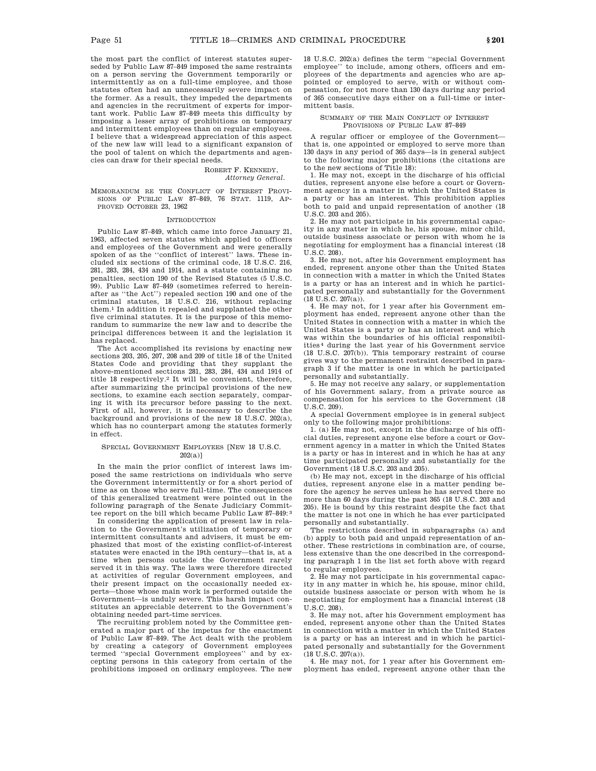the most part the conflict of interest statutes superseded by Public Law 87–849 imposed the same restraints on a person serving the Government temporarily or intermittently as on a full-time employee, and those statutes often had an unnecessarily severe impact on the former. As a result, they impeded the departments and agencies in the recruitment of experts for important work. Public Law 87–849 meets this difficulty by imposing a lesser array of prohibitions on temporary and intermittent employees than on regular employees. I believe that a widespread appreciation of this aspect of the new law will lead to a significant expansion of the pool of talent on which the departments and agencies can draw for their special needs.

ROBERT F. KENNEDY,
*Attorney General.*

MEMORANDUM RE THE CONFLICT OF INTEREST PROVISIONS OF PUBLIC LAW 87–849, 76 STAT. 1119, APPROVED OCTOBER 23, 1962

INTRODUCTION

Public Law 87–849, which came into force January 21, 1963, affected seven statutes which applied to officers and employees of the Government and were generally spoken of as the ''conflict of interest'' laws. These included six sections of the criminal code, 18 U.S.C. 216, 281, 283, 284, 434 and 1914, and a statute containing no penalties, section 190 of the Revised Statutes (5 U.S.C. 99). Public Law 87–849 (sometimes referred to hereinafter as ''the Act'') repealed section 190 and one of the criminal statutes, 18 U.S.C. 216, without replacing them.[1] In addition it repealed and supplanted the other five criminal statutes. It is the purpose of this memorandum to summarize the new law and to describe the principal differences between it and the legislation it has replaced.

The Act accomplished its revisions by enacting new sections 203, 205, 207, 208 and 209 of title 18 of the United States Code and providing that they supplant the above-mentioned sections 281, 283, 284, 434 and 1914 of title 18 respectively.[2] It will be convenient, therefore, after summarizing the principal provisions of the new sections, to examine each section separately, comparing it with its precursor before passing to the next. First of all, however, it is necessary to describe the background and provisions of the new 18 U.S.C. 202(a), which has no counterpart among the statutes formerly in effect.

SPECIAL GOVERNMENT EMPLOYEES [NEW 18 U.S.C. 202(a)]

In the main the prior conflict of interest laws imposed the same restrictions on individuals who serve the Government intermittently or for a short period of time as on those who serve full-time. The consequences of this generalized treatment were pointed out in the following paragraph of the Senate Judiciary Committee report on the bill which became Public Law 87–849:[3]

In considering the application of present law in relation to the Government's utilization of temporary or intermittent consultants and advisers, it must be emphasized that most of the existing conflict-of-interest statutes were enacted in the 19th century—that is, at a time when persons outside the Government rarely served it in this way. The laws were therefore directed at activities of regular Government employees, and their present impact on the occasionally needed experts—those whose main work is performed outside the Government—is unduly severe. This harsh impact constitutes an appreciable deterrent to the Government's obtaining needed part-time services.

The recruiting problem noted by the Committee generated a major part of the impetus for the enactment of Public Law 87–849. The Act dealt with the problem by creating a category of Government employees termed ''special Government employees'' and by excepting persons in this category from certain of the prohibitions imposed on ordinary employees. The new 18 U.S.C. 202(a) defines the term ''special Government employee'' to include, among others, officers and employees of the departments and agencies who are appointed or employed to serve, with or without compensation, for not more than 130 days during any period of 365 consecutive days either on a full-time or intermittent basis.

SUMMARY OF THE MAIN CONFLICT OF INTEREST PROVISIONS OF PUBLIC LAW 87–849

A regular officer or employee of the Government—that is, one appointed or employed to serve more than 130 days in any period of 365 days—is in general subject to the following major prohibitions (the citations are to the new sections of Title 18):

1. He may not, except in the discharge of his official duties, represent anyone else before a court or Government agency in a matter in which the United States is a party or has an interest. This prohibition applies both to paid and unpaid representation of another (18 U.S.C. 203 and 205).

2. He may not participate in his governmental capacity in any matter in which he, his spouse, minor child, outside business associate or person with whom he is negotiating for employment has a financial interest (18 U.S.C. 208).

3. He may not, after his Government employment has ended, represent anyone other than the United States in connection with a matter in which the United States is a party or has an interest and in which he participated personally and substantially for the Government (18 U.S.C. 207(a)).

4. He may not, for 1 year after his Government employment has ended, represent anyone other than the United States in connection with a matter in which the United States is a party or has an interest and which was within the boundaries of his official responsibilities[4] during the last year of his Government service (18 U.S.C. 207(b)). This temporary restraint of course gives way to the permanent restraint described in paragraph 3 if the matter is one in which he participated personally and substantially.

5. He may not receive any salary, or supplementation of his Government salary, from a private source as compensation for his services to the Government (18 U.S.C. 209).

A special Government employee is in general subject only to the following major prohibitions:

1. (a) He may not, except in the discharge of his official duties, represent anyone else before a court or Government agency in a matter in which the United States is a party or has in interest and in which he has at any time participated personally and substantially for the Government (18 U.S.C. 203 and 205).

(b) He may not, except in the discharge of his official duties, represent anyone else in a matter pending before the agency he serves unless he has served there no more than 60 days during the past 365 (18 U.S.C. 203 and 205). He is bound by this restraint despite the fact that the matter is not one in which he has ever participated personally and substantially.

The restrictions described in subparagraphs (a) and (b) apply to both paid and unpaid representation of another. These restrictions in combination are, of course, less extensive than the one described in the corresponding paragraph 1 in the list set forth above with regard to regular employees.

2. He may not participate in his governmental capacity in any matter in which he, his spouse, minor child, outside business associate or person with whom he is negotiating for employment has a financial interest (18 U.S.C. 208).

3. He may not, after his Government employment has ended, represent anyone other than the United States in connection with a matter in which the United States is a party or has an interest and in which he participated personally and substantially for the Government (18 U.S.C. 207(a)).

4. He may not, for 1 year after his Government employment has ended, represent anyone other than the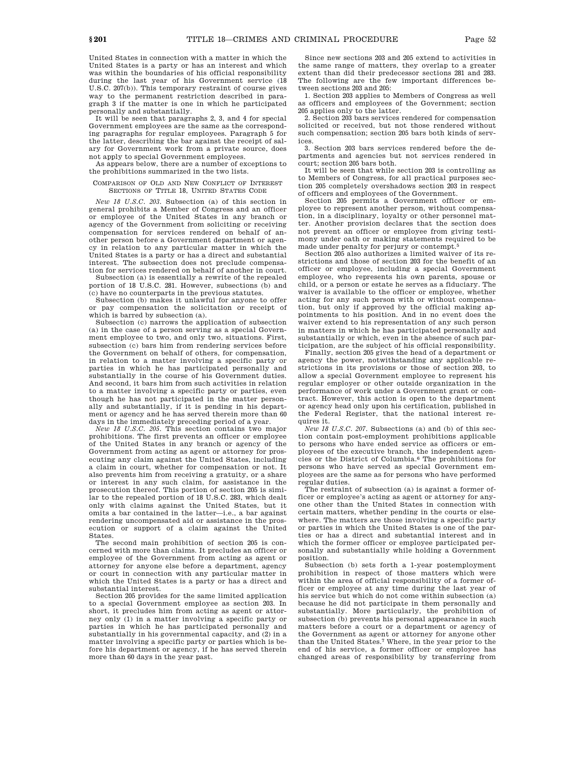United States in connection with a matter in which the United States is a party or has an interest and which was within the boundaries of his official responsibility during the last year of his Government service (18 U.S.C. 207(b)). This temporary restraint of course gives way to the permanent restriction described in paragraph 3 if the matter is one in which he participated personally and substantially.

It will be seen that paragraphs 2, 3, and 4 for special Government employees are the same as the corresponding paragraphs for regular employees. Paragraph 5 for the latter, describing the bar against the receipt of salary for Government work from a private source, does not apply to special Government employees.

As appears below, there are a number of exceptions to the prohibitions summarized in the two lists.

## COMPARISON OF OLD AND NEW CONFLICT OF INTEREST SECTIONS OF TITLE 18, UNITED STATES CODE

*New 18 U.S.C. 203*. Subsection (a) of this section in general prohibits a Member of Congress and an officer or employee of the United States in any branch or agency of the Government from soliciting or receiving compensation for services rendered on behalf of another person before a Government department or agency in relation to any particular matter in which the United States is a party or has a direct and substantial interest. The subsection does not preclude compensation for services rendered on behalf of another in court.

Subsection (a) is essentially a rewrite of the repealed portion of 18 U.S.C. 281. However, subsections (b) and (c) have no counterparts in the previous statutes.

Subsection (b) makes it unlawful for anyone to offer or pay compensation the solicitation or receipt of which is barred by subsection (a).

Subsection (c) narrows the application of subsection (a) in the case of a person serving as a special Government employee to two, and only two, situations. First, subsection (c) bars him from rendering services before the Government on behalf of others, for compensation, in relation to a matter involving a specific party or parties in which he has participated personally and substantially in the course of his Government duties. And second, it bars him from such activities in relation to a matter involving a specific party or parties, even though he has not participated in the matter personally and substantially, if it is pending in his department or agency and he has served therein more than 60 days in the immediately preceding period of a year.

*New 18 U.S.C. 205*. This section contains two major prohibitions. The first prevents an officer or employee of the United States in any branch or agency of the Government from acting as agent or attorney for prosecuting any claim against the United States, including a claim in court, whether for compensation or not. It also prevents him from receiving a gratuity, or a share or interest in any such claim, for assistance in the prosecution thereof. This portion of section 205 is similar to the repealed portion of 18 U.S.C. 283, which dealt only with claims against the United States, but it omits a bar contained in the latter—i.e., a bar against rendering uncompensated aid or assistance in the prosecution or support of a claim against the United States.

The second main prohibition of section 205 is concerned with more than claims. It precludes an officer or employee of the Government from acting as agent or attorney for anyone else before a department, agency or court in connection with any particular matter in which the United States is a party or has a direct and substantial interest.

Section 205 provides for the same limited application to a special Government employee as section 203. In short, it precludes him from acting as agent or attorney only (1) in a matter involving a specific party or parties in which he has participated personally and substantially in his governmental capacity, and (2) in a matter involving a specific party or parties which is before his department or agency, if he has served therein more than 60 days in the year past.

Since new sections 203 and 205 extend to activities in the same range of matters, they overlap to a greater extent than did their predecessor sections 281 and 283. The following are the few important differences between sections 203 and 205:

1. Section 203 applies to Members of Congress as well as officers and employees of the Government; section 205 applies only to the latter.
2. Section 203 bars services rendered for compensation solicited or received, but not those rendered without such compensation; section 205 bars both kinds of services.
3. Section 203 bars services rendered before the departments and agencies but not services rendered in court; section 205 bars both.

It will be seen that while section 203 is controlling as to Members of Congress, for all practical purposes section 205 completely overshadows section 203 in respect of officers and employees of the Government.

Section 205 permits a Government officer or employee to represent another person, without compensation, in a disciplinary, loyalty or other personnel matter. Another provision declares that the section does not prevent an officer or employee from giving testimony under oath or making statements required to be made under penalty for perjury or contempt.[5]

Section 205 also authorizes a limited waiver of its restrictions and those of section 203 for the benefit of an officer or employee, including a special Government employee, who represents his own parents, spouse or child, or a person or estate he serves as a fiduciary. The waiver is available to the officer or employee, whether acting for any such person with or without compensation, but only if approved by the official making appointments to his position. And in no event does the waiver extend to his representation of any such person in matters in which he has participated personally and substantially or which, even in the absence of such participation, are the subject of his official responsibility.

Finally, section 205 gives the head of a department or agency the power, notwithstanding any applicable restrictions in its provisions or those of section 203, to allow a special Government employee to represent his regular employer or other outside organization in the performance of work under a Government grant or contract. However, this action is open to the department or agency head only upon his certification, published in the Federal Register, that the national interest requires it.

*New 18 U.S.C. 207*. Subsections (a) and (b) of this section contain post-employment prohibitions applicable to persons who have ended service as officers or employees of the executive branch, the independent agencies or the District of Columbia.[6] The prohibitions for persons who have served as special Government employees are the same as for persons who have performed regular duties.

The restraint of subsection (a) is against a former officer or employee's acting as agent or attorney for anyone other than the United States in connection with certain matters, whether pending in the courts or elsewhere. The matters are those involving a specific party or parties in which the United States is one of the parties or has a direct and substantial interest and in which the former officer or employee participated personally and substantially while holding a Government position.

Subsection (b) sets forth a 1-year postemployment prohibition in respect of those matters which were within the area of official responsibility of a former officer or employee at any time during the last year of his service but which do not come within subsection (a) because he did not participate in them personally and substantially. More particularly, the prohibition of subsection (b) prevents his personal appearance in such matters before a court or a department or agency of the Government as agent or attorney for anyone other than the United States.[7] Where, in the year prior to the end of his service, a former officer or employee has changed areas of responsibility by transferring from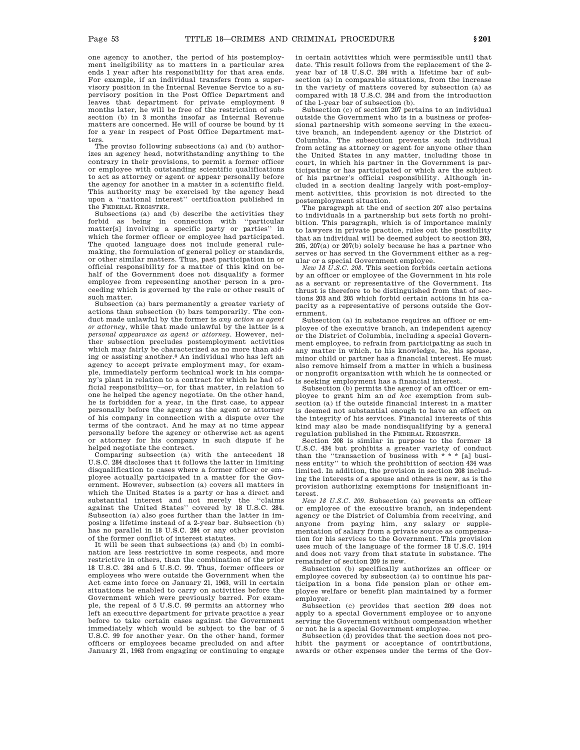one agency to another, the period of his postemployment ineligibility as to matters in a particular area ends 1 year after his responsibility for that area ends. For example, if an individual transfers from a supervisory position in the Internal Revenue Service to a supervisory position in the Post Office Department and leaves that department for private employment 9 months later, he will be free of the restriction of subsection (b) in 3 months insofar as Internal Revenue matters are concerned. He will of course be bound by it for a year in respect of Post Office Department matters.

The proviso following subsections (a) and (b) authorizes an agency head, notwithstanding anything to the contrary in their provisions, to permit a former officer or employee with outstanding scientific qualifications to act as attorney or agent or appear personally before the agency for another in a matter in a scientific field. This authority may be exercised by the agency head upon a "national interest" certification published in the FEDERAL REGISTER.

Subsections (a) and (b) describe the activities they forbid as being in connection with "particular matter[s] involving a specific party or parties" in which the former officer or employee had participated. The quoted language does not include general rulemaking, the formulation of general policy or standards, or other similar matters. Thus, past participation in or official responsibility for a matter of this kind on behalf of the Government does not disqualify a former employee from representing another person in a proceeding which is governed by the rule or other result of such matter.

Subsection (a) bars permanently a greater variety of actions than subsection (b) bars temporarily. The conduct made unlawful by the former is *any action as agent or attorney*, while that made unlawful by the latter is a *personal appearance as agent or attorney*. However, neither subsection precludes postemployment activities which may fairly be characterized as no more than aiding or assisting another.[8] An individual who has left an agency to accept private employment may, for example, immediately perform technical work in his company's plant in relation to a contract for which he had official responsibility—or, for that matter, in relation to one he helped the agency negotiate. On the other hand, he is forbidden for a year, in the first case, to appear personally before the agency as the agent or attorney of his company in connection with a dispute over the terms of the contract. And he may at no time appear personally before the agency or otherwise act as agent or attorney for his company in such dispute if he helped negotiate the contract.

Comparing subsection (a) with the antecedent 18 U.S.C. 284 discloses that it follows the latter in limiting disqualification to cases where a former officer or employee actually participated in a matter for the Government. However, subsection (a) covers all matters in which the United States is a party or has a direct and substantial interest and not merely the "claims against the United States" covered by 18 U.S.C. 284. Subsection (a) also goes further than the latter in imposing a lifetime instead of a 2-year bar. Subsection (b) has no parallel in 18 U.S.C. 284 or any other provision of the former conflict of interest statutes.

It will be seen that subsections (a) and (b) in combination are less restrictive in some respects, and more restrictive in others, than the combination of the prior 18 U.S.C. 284 and 5 U.S.C. 99. Thus, former officers or employees who were outside the Government when the Act came into force on January 21, 1963, will in certain situations be enabled to carry on activities before the Government which were previously barred. For example, the repeal of 5 U.S.C. 99 permits an attorney who left an executive department for private practice a year before to take certain cases against the Government immediately which would be subject to the bar of 5 U.S.C. 99 for another year. On the other hand, former officers or employees became precluded on and after January 21, 1963 from engaging or continuing to engage in certain activities which were permissible until that date. This result follows from the replacement of the 2-year bar of 18 U.S.C. 284 with a lifetime bar of subsection (a) in comparable situations, from the increase in the variety of matters covered by subsection (a) as compared with 18 U.S.C. 284 and from the introduction of the 1-year bar of subsection (b).

Subsection (c) of section 207 pertains to an individual outside the Government who is in a business or professional partnership with someone serving in the executive branch, an independent agency or the District of Columbia. The subsection prevents such individual from acting as attorney or agent for anyone other than the United States in any matter, including those in court, in which his partner in the Government is participating or has participated or which are the subject of his partner's official responsibility. Although included in a section dealing largely with post-employment activities, this provision is not directed to the postemployment situation.

The paragraph at the end of section 207 also pertains to individuals in a partnership but sets forth no prohibition. This paragraph, which is of importance mainly to lawyers in private practice, rules out the possibility that an individual will be deemed subject to section 203, 205, 207(a) or 207(b) solely because he has a partner who serves or has served in the Government either as a regular or a special Government employee.

*New 18 U.S.C. 208*. This section forbids certain actions by an officer or employee of the Government in his role as a servant or representative of the Government. Its thrust is therefore to be distinguished from that of sections 203 and 205 which forbid certain actions in his capacity as a representative of persons outside the Government.

Subsection (a) in substance requires an officer or employee of the executive branch, an independent agency or the District of Columbia, including a special Government employee, to refrain from participating as such in any matter in which, to his knowledge, he, his spouse, minor child or partner has a financial interest. He must also remove himself from a matter in which a business or nonprofit organization with which he is connected or is seeking employment has a financial interest.

Subsection (b) permits the agency of an officer or employee to grant him an *ad hoc* exemption from subsection (a) if the outside financial interest in a matter is deemed not substantial enough to have an effect on the integrity of his services. Financial interests of this kind may also be made nondisqualifying by a general regulation published in the FEDERAL REGISTER.

Section 208 is similar in purpose to the former 18 U.S.C. 434 but prohibits a greater variety of conduct than the "transaction of business with * * * [a] business entity" to which the prohibition of section 434 was limited. In addition, the provision in section 208 including the interests of a spouse and others is new, as is the provision authorizing exemptions for insignificant interest.

*New 18 U.S.C. 209*. Subsection (a) prevents an officer or employee of the executive branch, an independent agency or the District of Columbia from receiving, and anyone from paying him, any salary or supplementation of salary from a private source as compensation for his services to the Government. This provision uses much of the language of the former 18 U.S.C. 1914 and does not vary from that statute in substance. The remainder of section 209 is new.

Subsection (b) specifically authorizes an officer or employee covered by subsection (a) to continue his participation in a bona fide pension plan or other employee welfare or benefit plan maintained by a former employer.

Subsection (c) provides that section 209 does not apply to a special Government employee or to anyone serving the Government without compensation whether or not he is a special Government employee.

Subsection (d) provides that the section does not prohibit the payment or acceptance of contributions, awards or other expenses under the terms of the Gov-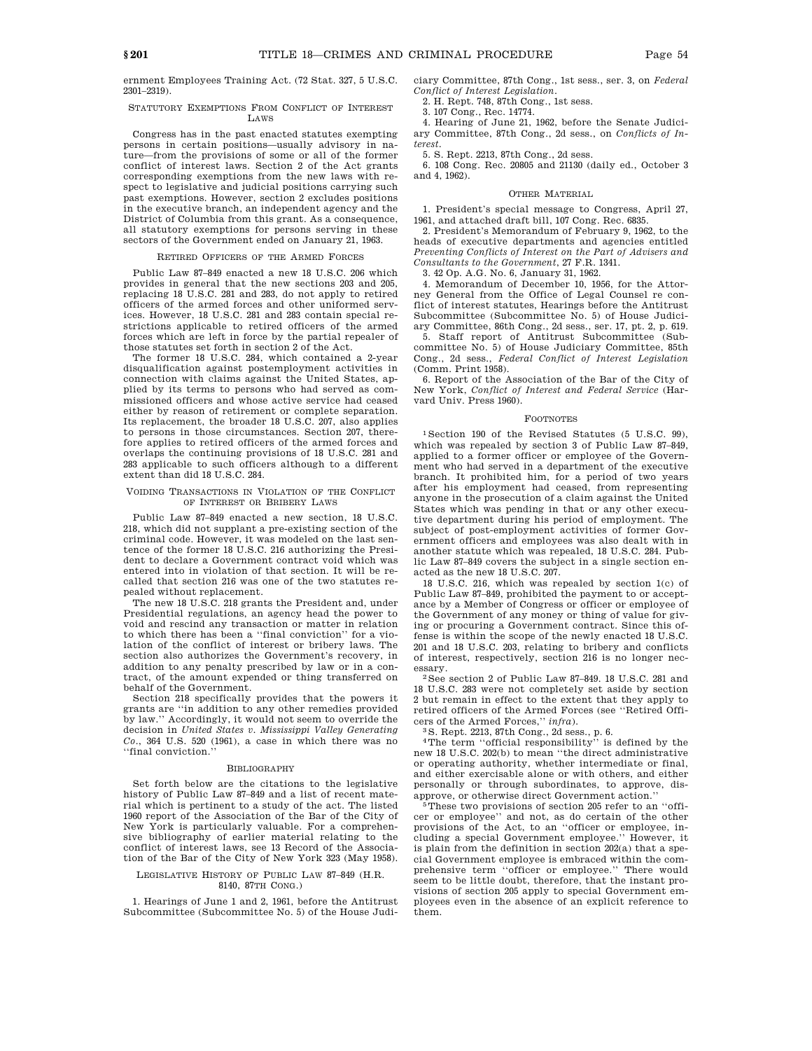ernment Employees Training Act. (72 Stat. 327, 5 U.S.C. 2301–2319).

### Statutory Exemptions From Conflict of Interest Laws

Congress has in the past enacted statutes exempting persons in certain positions—usually advisory in nature—from the provisions of some or all of the former conflict of interest laws. Section 2 of the Act grants corresponding exemptions from the new laws with respect to legislative and judicial positions carrying such past exemptions. However, section 2 excludes positions in the executive branch, an independent agency and the District of Columbia from this grant. As a consequence, all statutory exemptions for persons serving in these sectors of the Government ended on January 21, 1963.

### Retired Officers of the Armed Forces

Public Law 87–849 enacted a new 18 U.S.C. 206 which provides in general that the new sections 203 and 205, replacing 18 U.S.C. 281 and 283, do not apply to retired officers of the armed forces and other uniformed services. However, 18 U.S.C. 281 and 283 contain special restrictions applicable to retired officers of the armed forces which are left in force by the partial repealer of those statutes set forth in section 2 of the Act.

The former 18 U.S.C. 284, which contained a 2-year disqualification against postemployment activities in connection with claims against the United States, applied by its terms to persons who had served as commissioned officers and whose active service had ceased either by reason of retirement or complete separation. Its replacement, the broader 18 U.S.C. 207, also applies to persons in those circumstances. Section 207, therefore applies to retired officers of the armed forces and overlaps the continuing provisions of 18 U.S.C. 281 and 283 applicable to such officers although to a different extent than did 18 U.S.C. 284.

### Voiding Transactions in Violation of the Conflict of Interest or Bribery Laws

Public Law 87–849 enacted a new section, 18 U.S.C. 218, which did not supplant a pre-existing section of the criminal code. However, it was modeled on the last sentence of the former 18 U.S.C. 216 authorizing the President to declare a Government contract void which was entered into in violation of that section. It will be recalled that section 216 was one of the two statutes repealed without replacement.

The new 18 U.S.C. 218 grants the President and, under Presidential regulations, an agency head the power to void and rescind any transaction or matter in relation to which there has been a ''final conviction'' for a violation of the conflict of interest or bribery laws. The section also authorizes the Government's recovery, in addition to any penalty prescribed by law or in a contract, of the amount expended or thing transferred on behalf of the Government.

Section 218 specifically provides that the powers it grants are ''in addition to any other remedies provided by law.'' Accordingly, it would not seem to override the decision in *United States v. Mississippi Valley Generating Co.*, 364 U.S. 520 (1961), a case in which there was no ''final conviction.''

### Bibliography

Set forth below are the citations to the legislative history of Public Law 87–849 and a list of recent material which is pertinent to a study of the act. The listed 1960 report of the Association of the Bar of the City of New York is particularly valuable. For a comprehensive bibliography of earlier material relating to the conflict of interest laws, see 13 Record of the Association of the Bar of the City of New York 323 (May 1958).

### Legislative History of Public Law 87–849 (H.R. 8140, 87th Cong.)

1. Hearings of June 1 and 2, 1961, before the Antitrust Subcommittee (Subcommittee No. 5) of the House Judiciary Committee, 87th Cong., 1st sess., ser. 3, on *Federal Conflict of Interest Legislation*.
2. H. Rept. 748, 87th Cong., 1st sess.
3. 107 Cong., Rec. 14774.
4. Hearing of June 21, 1962, before the Senate Judiciary Committee, 87th Cong., 2d sess., on *Conflicts of Interest*.
5. S. Rept. 2213, 87th Cong., 2d sess.
6. 108 Cong. Rec. 20805 and 21130 (daily ed., October 3 and 4, 1962).

### Other Material

1. President's special message to Congress, April 27, 1961, and attached draft bill, 107 Cong. Rec. 6835.
2. President's Memorandum of February 9, 1962, to the heads of executive departments and agencies entitled *Preventing Conflicts of Interest on the Part of Advisers and Consultants to the Government*, 27 F.R. 1341.
3. 42 Op. A.G. No. 6, January 31, 1962.
4. Memorandum of December 10, 1956, for the Attorney General from the Office of Legal Counsel re conflict of interest statutes, Hearings before the Antitrust Subcommittee (Subcommittee No. 5) of House Judiciary Committee, 86th Cong., 2d sess., ser. 17, pt. 2, p. 619.
5. Staff report of Antitrust Subcommittee (Subcommittee No. 5) of House Judiciary Committee, 85th Cong., 2d sess., *Federal Conflict of Interest Legislation* (Comm. Print 1958).
6. Report of the Association of the Bar of the City of New York, *Conflict of Interest and Federal Service* (Harvard Univ. Press 1960).

### Footnotes

[1] Section 190 of the Revised Statutes (5 U.S.C. 99), which was repealed by section 3 of Public Law 87–849, applied to a former officer or employee of the Government who had served in a department of the executive branch. It prohibited him, for a period of two years after his employment had ceased, from representing anyone in the prosecution of a claim against the United States which was pending in that or any other executive department during his period of employment. The subject of post-employment activities of former Government officers and employees was also dealt with in another statute which was repealed, 18 U.S.C. 284. Public Law 87–849 covers the subject in a single section enacted as the new 18 U.S.C. 207.

18 U.S.C. 216, which was repealed by section 1(c) of Public Law 87–849, prohibited the payment to or acceptance by a Member of Congress or officer or employee of the Government of any money or thing of value for giving or procuring a Government contract. Since this offense is within the scope of the newly enacted 18 U.S.C. 201 and 18 U.S.C. 203, relating to bribery and conflicts of interest, respectively, section 216 is no longer necessary.

[2] See section 2 of Public Law 87–849. 18 U.S.C. 281 and 18 U.S.C. 283 were not completely set aside by section 2 but remain in effect to the extent that they apply to retired officers of the Armed Forces (see ''Retired Officers of the Armed Forces,'' *infra*).

[3] S. Rept. 2213, 87th Cong., 2d sess., p. 6.

[4] The term ''official responsibility'' is defined by the new 18 U.S.C. 202(b) to mean ''the direct administrative or operating authority, whether intermediate or final, and either exercisable alone or with others, and either personally or through subordinates, to approve, disapprove, or otherwise direct Government action.''

[5] These two provisions of section 205 refer to an ''officer or employee'' and not, as do certain of the other provisions of the Act, to an ''officer or employee, including a special Government employee.'' However, it is plain from the definition in section 202(a) that a special Government employee is embraced within the comprehensive term ''officer or employee.'' There would seem to be little doubt, therefore, that the instant provisions of section 205 apply to special Government employees even in the absence of an explicit reference to them.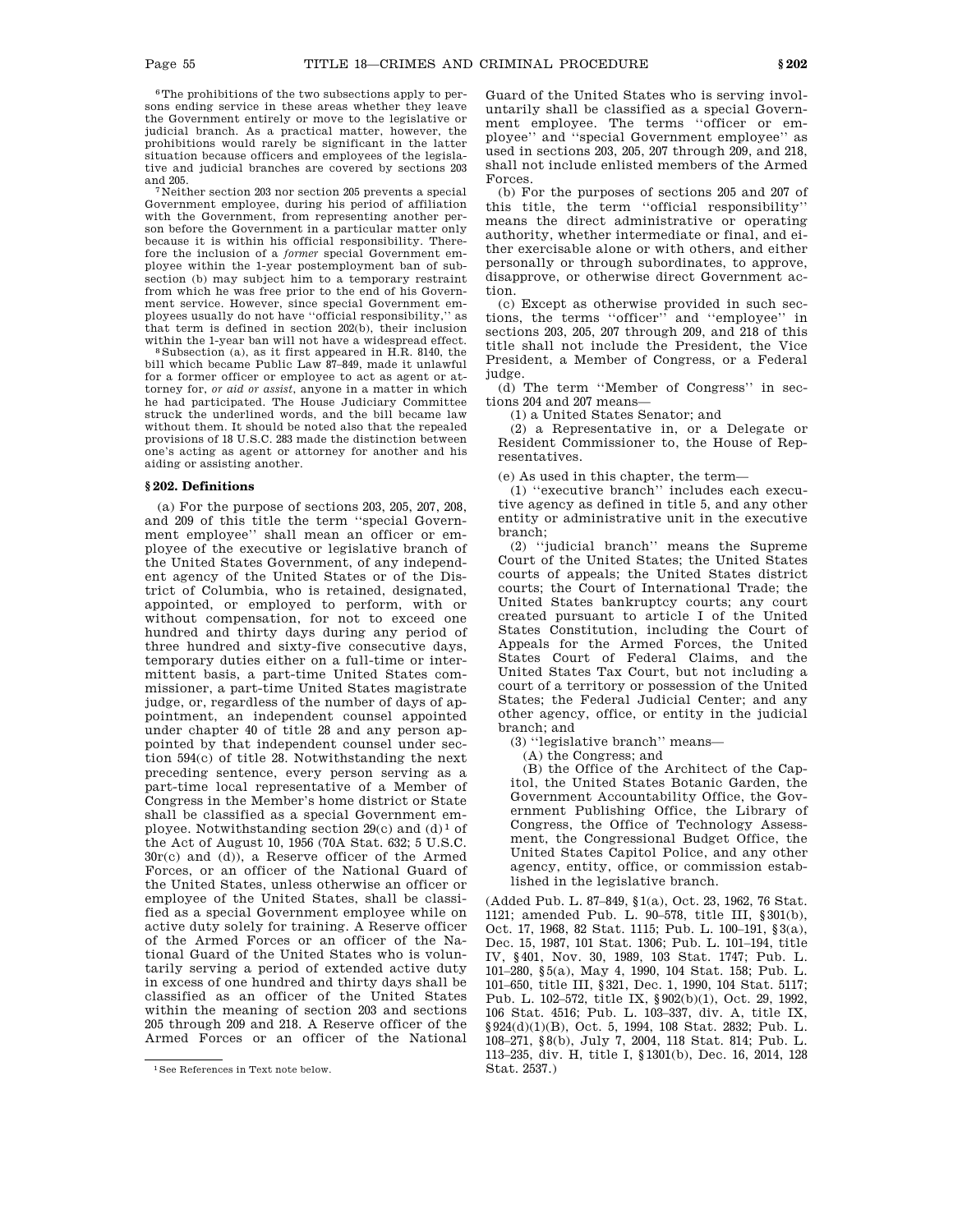[6] The prohibitions of the two subsections apply to persons ending service in these areas whether they leave the Government entirely or move to the legislative or judicial branch. As a practical matter, however, the prohibitions would rarely be significant in the latter situation because officers and employees of the legislative and judicial branches are covered by sections 203 and 205.

[7] Neither section 203 nor section 205 prevents a special Government employee, during his period of affiliation with the Government, from representing another person before the Government in a particular matter only because it is within his official responsibility. Therefore the inclusion of a *former* special Government employee within the 1-year postemployment ban of subsection (b) may subject him to a temporary restraint from which he was free prior to the end of his Government service. However, since special Government employees usually do not have ''official responsibility,'' as that term is defined in section 202(b), their inclusion within the 1-year ban will not have a widespread effect.

[8] Subsection (a), as it first appeared in H.R. 8140, the bill which became Public Law 87–849, made it unlawful for a former officer or employee to act as agent or attorney for, *or aid or assist*, anyone in a matter in which he had participated. The House Judiciary Committee struck the underlined words, and the bill became law without them. It should be noted also that the repealed provisions of 18 U.S.C. 283 made the distinction between one's acting as agent or attorney for another and his aiding or assisting another.

### § 202. Definitions

(a) For the purpose of sections 203, 205, 207, 208, and 209 of this title the term ''special Government employee'' shall mean an officer or employee of the executive or legislative branch of the United States Government, of any independent agency of the United States or of the District of Columbia, who is retained, designated, appointed, or employed to perform, with or without compensation, for not to exceed one hundred and thirty days during any period of three hundred and sixty-five consecutive days, temporary duties either on a full-time or intermittent basis, a part-time United States commissioner, a part-time United States magistrate judge, or, regardless of the number of days of appointment, an independent counsel appointed under chapter 40 of title 28 and any person appointed by that independent counsel under section 594(c) of title 28. Notwithstanding the next preceding sentence, every person serving as a part-time local representative of a Member of Congress in the Member's home district or State shall be classified as a special Government employee. Notwithstanding section 29(c) and (d)[1] of the Act of August 10, 1956 (70A Stat. 632; 5 U.S.C. 30r(c) and (d)), a Reserve officer of the Armed Forces, or an officer of the National Guard of the United States, unless otherwise an officer or employee of the United States, shall be classified as a special Government employee while on active duty solely for training. A Reserve officer of the Armed Forces or an officer of the National Guard of the United States who is voluntarily serving a period of extended active duty in excess of one hundred and thirty days shall be classified as an officer of the United States within the meaning of section 203 and sections 205 through 209 and 218. A Reserve officer of the Armed Forces or an officer of the National Guard of the United States who is serving involuntarily shall be classified as a special Government employee. The terms ''officer or employee'' and ''special Government employee'' as used in sections 203, 205, 207 through 209, and 218, shall not include enlisted members of the Armed Forces.

(b) For the purposes of sections 205 and 207 of this title, the term ''official responsibility'' means the direct administrative or operating authority, whether intermediate or final, and either exercisable alone or with others, and either personally or through subordinates, to approve, disapprove, or otherwise direct Government action.

(c) Except as otherwise provided in such sections, the terms ''officer'' and ''employee'' in sections 203, 205, 207 through 209, and 218 of this title shall not include the President, the Vice President, a Member of Congress, or a Federal judge.

(d) The term ''Member of Congress'' in sections 204 and 207 means—

(1) a United States Senator; and

(2) a Representative in, or a Delegate or Resident Commissioner to, the House of Representatives.

(e) As used in this chapter, the term—

(1) ''executive branch'' includes each executive agency as defined in title 5, and any other entity or administrative unit in the executive branch;

(2) ''judicial branch'' means the Supreme Court of the United States; the United States courts of appeals; the United States district courts; the Court of International Trade; the United States bankruptcy courts; any court created pursuant to article I of the United States Constitution, including the Court of Appeals for the Armed Forces, the United States Court of Federal Claims, and the United States Tax Court, but not including a court of a territory or possession of the United States; the Federal Judicial Center; and any other agency, office, or entity in the judicial branch; and

(3) ''legislative branch'' means—

(A) the Congress; and

(B) the Office of the Architect of the Capitol, the United States Botanic Garden, the Government Accountability Office, the Government Publishing Office, the Library of Congress, the Office of Technology Assessment, the Congressional Budget Office, the United States Capitol Police, and any other agency, entity, office, or commission established in the legislative branch.

(Added Pub. L. 87–849, § 1(a), Oct. 23, 1962, 76 Stat. 1121; amended Pub. L. 90–578, title III, § 301(b), Oct. 17, 1968, 82 Stat. 1115; Pub. L. 100–191, § 3(a), Dec. 15, 1987, 101 Stat. 1306; Pub. L. 101–194, title IV, § 401, Nov. 30, 1989, 103 Stat. 1747; Pub. L. 101–280, § 5(a), May 4, 1990, 104 Stat. 158; Pub. L. 101–650, title III, § 321, Dec. 1, 1990, 104 Stat. 5117; Pub. L. 102–572, title IX, § 902(b)(1), Oct. 29, 1992, 106 Stat. 4516; Pub. L. 103–337, div. A, title IX, § 924(d)(1)(B), Oct. 5, 1994, 108 Stat. 2832; Pub. L. 108–271, § 8(b), July 7, 2004, 118 Stat. 814; Pub. L. 113–235, div. H, title I, § 1301(b), Dec. 16, 2014, 128 Stat. 2537.)

[1] See References in Text note below.